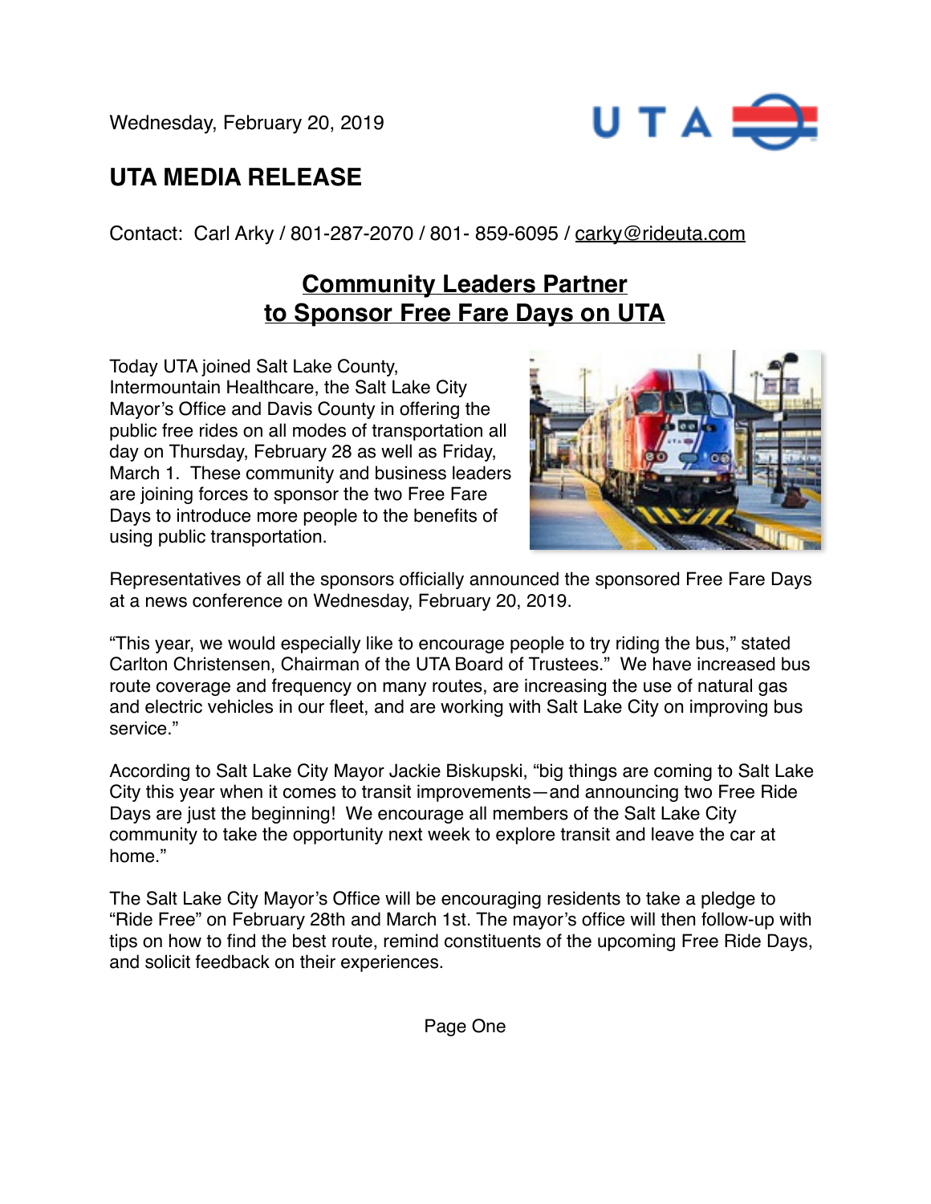Wednesday, February 20, 2019

# UTA MEDIA RELEASE

Contact: Carl Arky / 801-287-2070 / 801- 859-6095 / carky@rideuta.com

## Community Leaders Partner to Sponsor Free Fare Days on UTA

Today UTA joined Salt Lake County, Intermountain Healthcare, the Salt Lake City Mayor's Office and Davis County in offering the public free rides on all modes of transportation all day on Thursday, February 28 as well as Friday, March 1. These community and business leaders are joining forces to sponsor the two Free Fare Days to introduce more people to the benefits of using public transportation.

Representatives of all the sponsors officially announced the sponsored Free Fare Days at a news conference on Wednesday, February 20, 2019.

"This year, we would especially like to encourage people to try riding the bus," stated Carlton Christensen, Chairman of the UTA Board of Trustees." We have increased bus route coverage and frequency on many routes, are increasing the use of natural gas and electric vehicles in our fleet, and are working with Salt Lake City on improving bus service."

According to Salt Lake City Mayor Jackie Biskupski, "big things are coming to Salt Lake City this year when it comes to transit improvements—and announcing two Free Ride Days are just the beginning! We encourage all members of the Salt Lake City community to take the opportunity next week to explore transit and leave the car at home."

The Salt Lake City Mayor's Office will be encouraging residents to take a pledge to "Ride Free" on February 28th and March 1st. The mayor's office will then follow-up with tips on how to find the best route, remind constituents of the upcoming Free Ride Days, and solicit feedback on their experiences.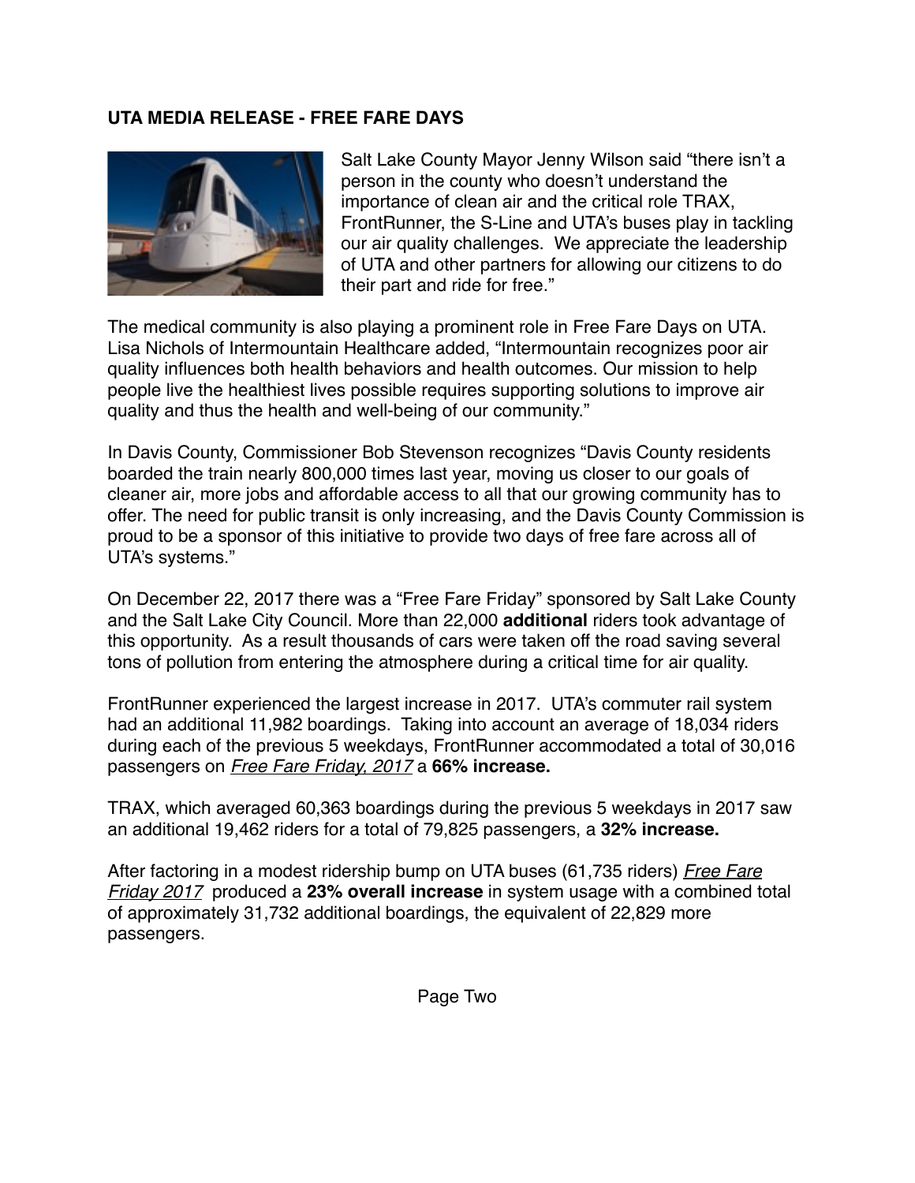**UTA MEDIA RELEASE - FREE FARE DAYS**

Salt Lake County Mayor Jenny Wilson said "there isn't a person in the county who doesn't understand the importance of clean air and the critical role TRAX, FrontRunner, the S-Line and UTA's buses play in tackling our air quality challenges. We appreciate the leadership of UTA and other partners for allowing our citizens to do their part and ride for free."

The medical community is also playing a prominent role in Free Fare Days on UTA. Lisa Nichols of Intermountain Healthcare added, "Intermountain recognizes poor air quality influences both health behaviors and health outcomes. Our mission to help people live the healthiest lives possible requires supporting solutions to improve air quality and thus the health and well-being of our community."

In Davis County, Commissioner Bob Stevenson recognizes "Davis County residents boarded the train nearly 800,000 times last year, moving us closer to our goals of cleaner air, more jobs and affordable access to all that our growing community has to offer. The need for public transit is only increasing, and the Davis County Commission is proud to be a sponsor of this initiative to provide two days of free fare across all of UTA's systems."

On December 22, 2017 there was a "Free Fare Friday" sponsored by Salt Lake County and the Salt Lake City Council. More than 22,000 **additional** riders took advantage of this opportunity. As a result thousands of cars were taken off the road saving several tons of pollution from entering the atmosphere during a critical time for air quality.

FrontRunner experienced the largest increase in 2017. UTA's commuter rail system had an additional 11,982 boardings. Taking into account an average of 18,034 riders during each of the previous 5 weekdays, FrontRunner accommodated a total of 30,016 passengers on *Free Fare Friday, 2017* a **66% increase.**

TRAX, which averaged 60,363 boardings during the previous 5 weekdays in 2017 saw an additional 19,462 riders for a total of 79,825 passengers, a **32% increase.**

After factoring in a modest ridership bump on UTA buses (61,735 riders) *Free Fare Friday 2017* produced a **23% overall increase** in system usage with a combined total of approximately 31,732 additional boardings, the equivalent of 22,829 more passengers.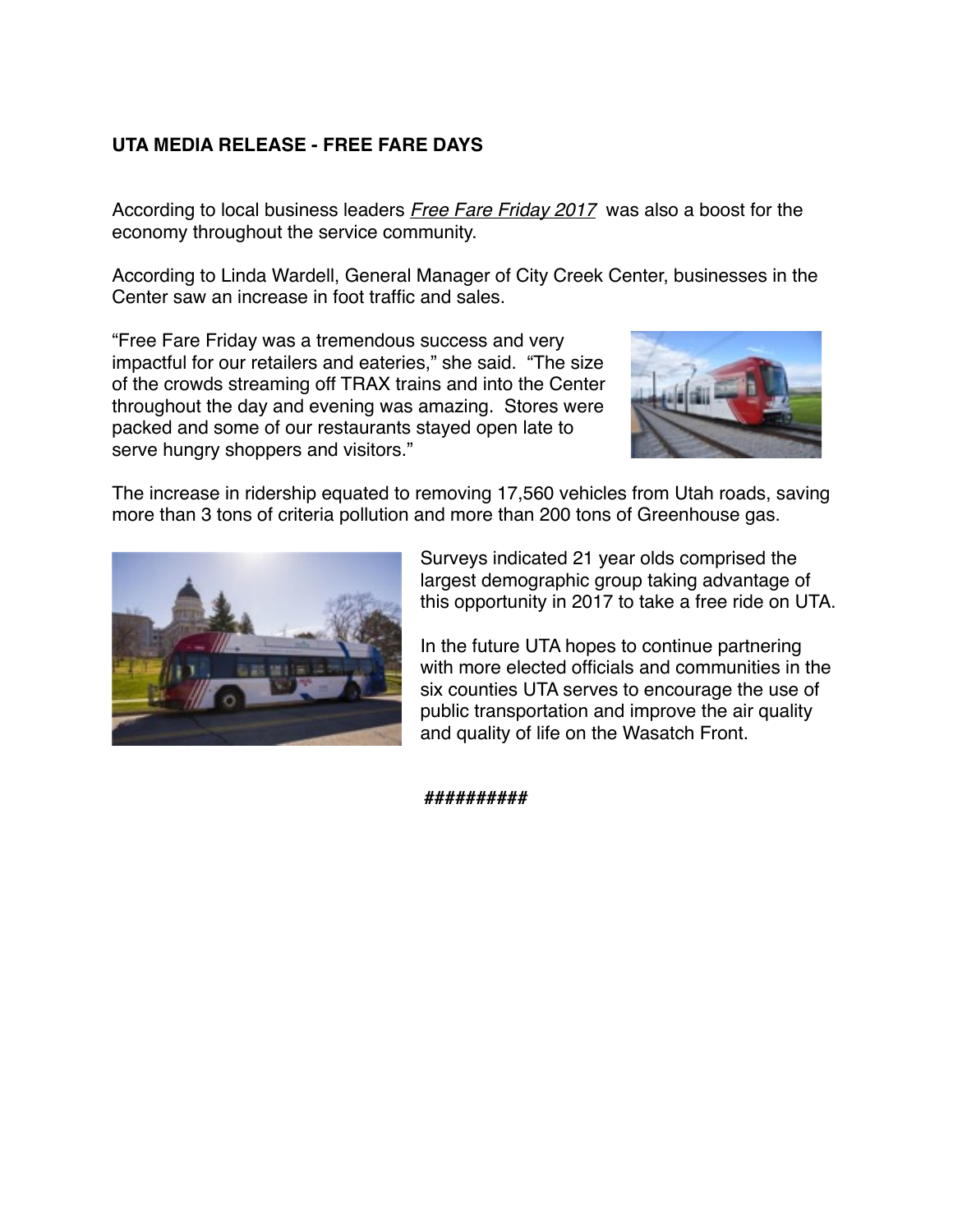**UTA MEDIA RELEASE - FREE FARE DAYS**

According to local business leaders *Free Fare Friday 2017* was also a boost for the economy throughout the service community.

According to Linda Wardell, General Manager of City Creek Center, businesses in the Center saw an increase in foot traffic and sales.

"Free Fare Friday was a tremendous success and very impactful for our retailers and eateries," she said. "The size of the crowds streaming off TRAX trains and into the Center throughout the day and evening was amazing. Stores were packed and some of our restaurants stayed open late to serve hungry shoppers and visitors."

The increase in ridership equated to removing 17,560 vehicles from Utah roads, saving more than 3 tons of criteria pollution and more than 200 tons of Greenhouse gas.

Surveys indicated 21 year olds comprised the largest demographic group taking advantage of this opportunity in 2017 to take a free ride on UTA.

In the future UTA hopes to continue partnering with more elected officials and communities in the six counties UTA serves to encourage the use of public transportation and improve the air quality and quality of life on the Wasatch Front.

**##########**